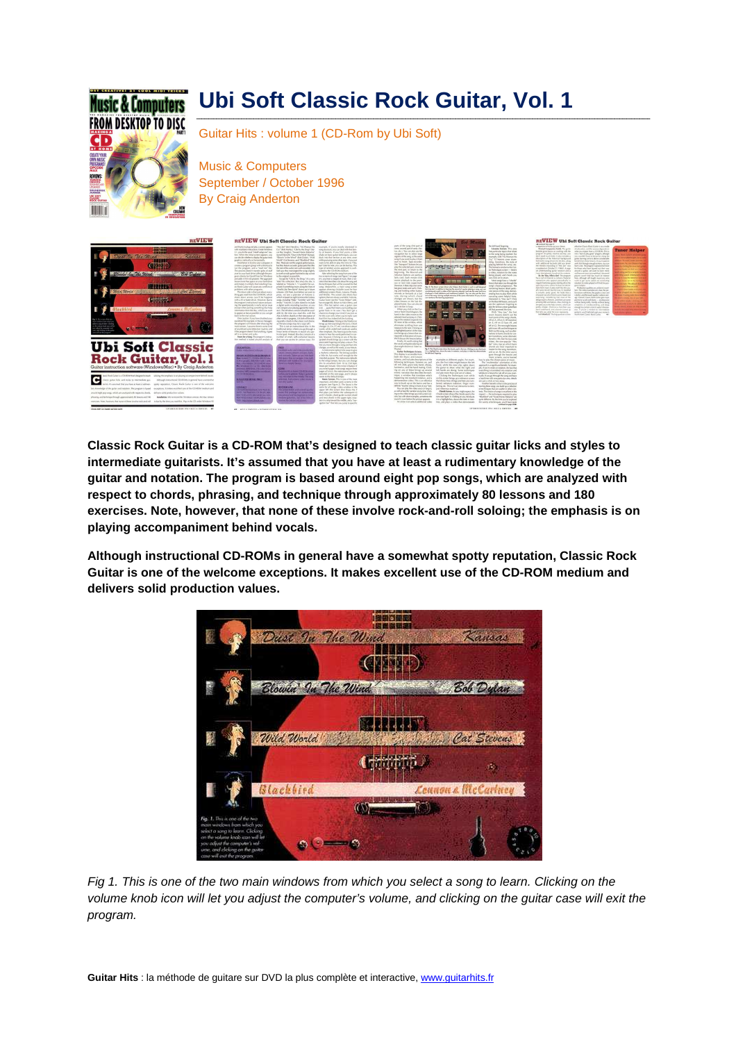# Ubi Soft Classic Rock Guitar, Vol. 1

Guitar Hits : volume 1 (CD-Rom by Ubi Soft)

Music & Computers
September / October 1996
By Craig Anderton

**Classic Rock Guitar is a CD-ROM that's designed to teach classic guitar licks and styles to intermediate guitarists. It's assumed that you have at least a rudimentary knowledge of the guitar and notation. The program is based around eight pop songs, which are analyzed with respect to chords, phrasing, and technique through approximately 80 lessons and 180 exercises. Note, however, that none of these involve rock-and-roll soloing; the emphasis is on playing accompaniment behind vocals.**

**Although instructional CD-ROMs in general have a somewhat spotty reputation, Classic Rock Guitar is one of the welcome exceptions. It makes excellent use of the CD-ROM medium and delivers solid production values.**

*Fig 1. This is one of the two main windows from which you select a song to learn. Clicking on the volume knob icon will let you adjust the computer's volume, and clicking on the guitar case will exit the program.*

**Guitar Hits** : la méthode de guitare sur DVD la plus complète et interactive, [www.guitarhits.fr](www.guitarhits.fr)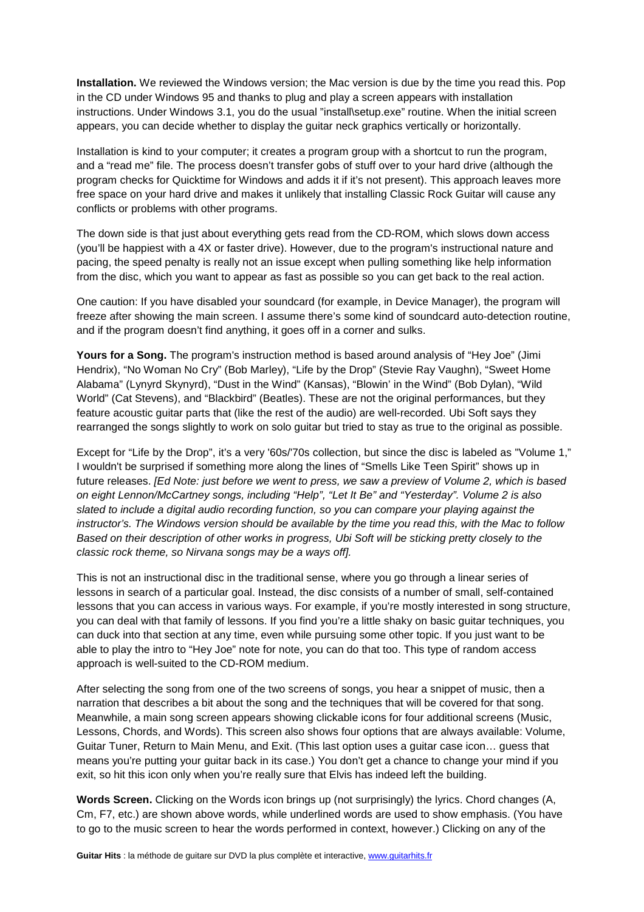**Installation.** We reviewed the Windows version; the Mac version is due by the time you read this. Pop in the CD under Windows 95 and thanks to plug and play a screen appears with installation instructions. Under Windows 3.1, you do the usual "install\setup.exe" routine. When the initial screen appears, you can decide whether to display the guitar neck graphics vertically or horizontally.

Installation is kind to your computer; it creates a program group with a shortcut to run the program, and a "read me" file. The process doesn't transfer gobs of stuff over to your hard drive (although the program checks for Quicktime for Windows and adds it if it's not present). This approach leaves more free space on your hard drive and makes it unlikely that installing Classic Rock Guitar will cause any conflicts or problems with other programs.

The down side is that just about everything gets read from the CD-ROM, which slows down access (you'll be happiest with a 4X or faster drive). However, due to the program's instructional nature and pacing, the speed penalty is really not an issue except when pulling something like help information from the disc, which you want to appear as fast as possible so you can get back to the real action.

One caution: If you have disabled your soundcard (for example, in Device Manager), the program will freeze after showing the main screen. I assume there's some kind of soundcard auto-detection routine, and if the program doesn't find anything, it goes off in a corner and sulks.

**Yours for a Song.** The program's instruction method is based around analysis of "Hey Joe" (Jimi Hendrix), "No Woman No Cry" (Bob Marley), "Life by the Drop" (Stevie Ray Vaughn), "Sweet Home Alabama" (Lynyrd Skynyrd), "Dust in the Wind" (Kansas), "Blowin' in the Wind" (Bob Dylan), "Wild World" (Cat Stevens), and "Blackbird" (Beatles). These are not the original performances, but they feature acoustic guitar parts that (like the rest of the audio) are well-recorded. Ubi Soft says they rearranged the songs slightly to work on solo guitar but tried to stay as true to the original as possible.

Except for "Life by the Drop", it's a very '60s/'70s collection, but since the disc is labeled as "Volume 1," I wouldn't be surprised if something more along the lines of "Smells Like Teen Spirit" shows up in future releases. *[Ed Note: just before we went to press, we saw a preview of Volume 2, which is based on eight Lennon/McCartney songs, including "Help", "Let It Be" and "Yesterday". Volume 2 is also slated to include a digital audio recording function, so you can compare your playing against the instructor's. The Windows version should be available by the time you read this, with the Mac to follow Based on their description of other works in progress, Ubi Soft will be sticking pretty closely to the classic rock theme, so Nirvana songs may be a ways off].*

This is not an instructional disc in the traditional sense, where you go through a linear series of lessons in search of a particular goal. Instead, the disc consists of a number of small, self-contained lessons that you can access in various ways. For example, if you're mostly interested in song structure, you can deal with that family of lessons. If you find you're a little shaky on basic guitar techniques, you can duck into that section at any time, even while pursuing some other topic. If you just want to be able to play the intro to "Hey Joe" note for note, you can do that too. This type of random access approach is well-suited to the CD-ROM medium.

After selecting the song from one of the two screens of songs, you hear a snippet of music, then a narration that describes a bit about the song and the techniques that will be covered for that song. Meanwhile, a main song screen appears showing clickable icons for four additional screens (Music, Lessons, Chords, and Words). This screen also shows four options that are always available: Volume, Guitar Tuner, Return to Main Menu, and Exit. (This last option uses a guitar case icon… guess that means you're putting your guitar back in its case.) You don't get a chance to change your mind if you exit, so hit this icon only when you're really sure that Elvis has indeed left the building.

**Words Screen.** Clicking on the Words icon brings up (not surprisingly) the lyrics. Chord changes (A, Cm, F7, etc.) are shown above words, while underlined words are used to show emphasis. (You have to go to the music screen to hear the words performed in context, however.) Clicking on any of the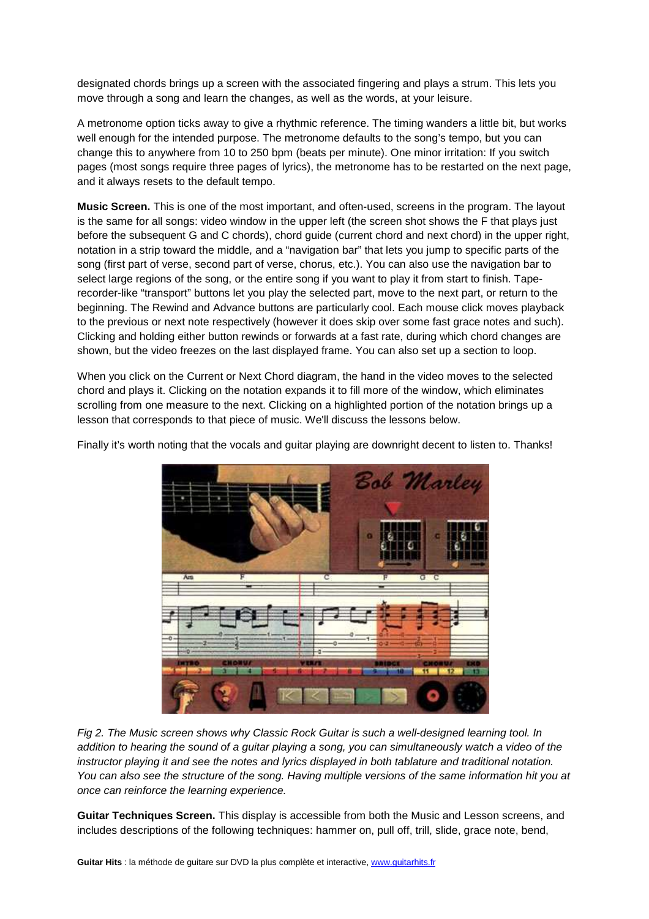designated chords brings up a screen with the associated fingering and plays a strum. This lets you move through a song and learn the changes, as well as the words, at your leisure.

A metronome option ticks away to give a rhythmic reference. The timing wanders a little bit, but works well enough for the intended purpose. The metronome defaults to the song's tempo, but you can change this to anywhere from 10 to 250 bpm (beats per minute). One minor irritation: If you switch pages (most songs require three pages of lyrics), the metronome has to be restarted on the next page, and it always resets to the default tempo.

**Music Screen.** This is one of the most important, and often-used, screens in the program. The layout is the same for all songs: video window in the upper left (the screen shot shows the F that plays just before the subsequent G and C chords), chord guide (current chord and next chord) in the upper right, notation in a strip toward the middle, and a "navigation bar" that lets you jump to specific parts of the song (first part of verse, second part of verse, chorus, etc.). You can also use the navigation bar to select large regions of the song, or the entire song if you want to play it from start to finish. Tape-recorder-like "transport" buttons let you play the selected part, move to the next part, or return to the beginning. The Rewind and Advance buttons are particularly cool. Each mouse click moves playback to the previous or next note respectively (however it does skip over some fast grace notes and such). Clicking and holding either button rewinds or forwards at a fast rate, during which chord changes are shown, but the video freezes on the last displayed frame. You can also set up a section to loop.

When you click on the Current or Next Chord diagram, the hand in the video moves to the selected chord and plays it. Clicking on the notation expands it to fill more of the window, which eliminates scrolling from one measure to the next. Clicking on a highlighted portion of the notation brings up a lesson that corresponds to that piece of music. We'll discuss the lessons below.

Finally it's worth noting that the vocals and guitar playing are downright decent to listen to. Thanks!

*Fig 2. The Music screen shows why Classic Rock Guitar is such a well-designed learning tool. In addition to hearing the sound of a guitar playing a song, you can simultaneously watch a video of the instructor playing it and see the notes and lyrics displayed in both tablature and traditional notation. You can also see the structure of the song. Having multiple versions of the same information hit you at once can reinforce the learning experience.*

**Guitar Techniques Screen.** This display is accessible from both the Music and Lesson screens, and includes descriptions of the following techniques: hammer on, pull off, trill, slide, grace note, bend,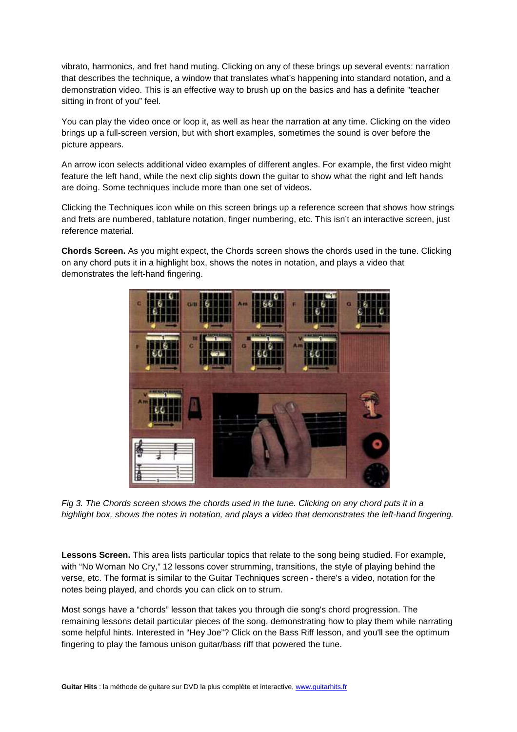vibrato, harmonics, and fret hand muting. Clicking on any of these brings up several events: narration that describes the technique, a window that translates what's happening into standard notation, and a demonstration video. This is an effective way to brush up on the basics and has a definite "teacher sitting in front of you" feel.

You can play the video once or loop it, as well as hear the narration at any time. Clicking on the video brings up a full-screen version, but with short examples, sometimes the sound is over before the picture appears.

An arrow icon selects additional video examples of different angles. For example, the first video might feature the left hand, while the next clip sights down the guitar to show what the right and left hands are doing. Some techniques include more than one set of videos.

Clicking the Techniques icon while on this screen brings up a reference screen that shows how strings and frets are numbered, tablature notation, finger numbering, etc. This isn't an interactive screen, just reference material.

**Chords Screen.** As you might expect, the Chords screen shows the chords used in the tune. Clicking on any chord puts it in a highlight box, shows the notes in notation, and plays a video that demonstrates the left-hand fingering.

*Fig 3. The Chords screen shows the chords used in the tune. Clicking on any chord puts it in a highlight box, shows the notes in notation, and plays a video that demonstrates the left-hand fingering.*

**Lessons Screen.** This area lists particular topics that relate to the song being studied. For example, with "No Woman No Cry," 12 lessons cover strumming, transitions, the style of playing behind the verse, etc. The format is similar to the Guitar Techniques screen - there's a video, notation for the notes being played, and chords you can click on to strum.

Most songs have a "chords" lesson that takes you through die song's chord progression. The remaining lessons detail particular pieces of the song, demonstrating how to play them while narrating some helpful hints. Interested in "Hey Joe"? Click on the Bass Riff lesson, and you'll see the optimum fingering to play the famous unison guitar/bass riff that powered the tune.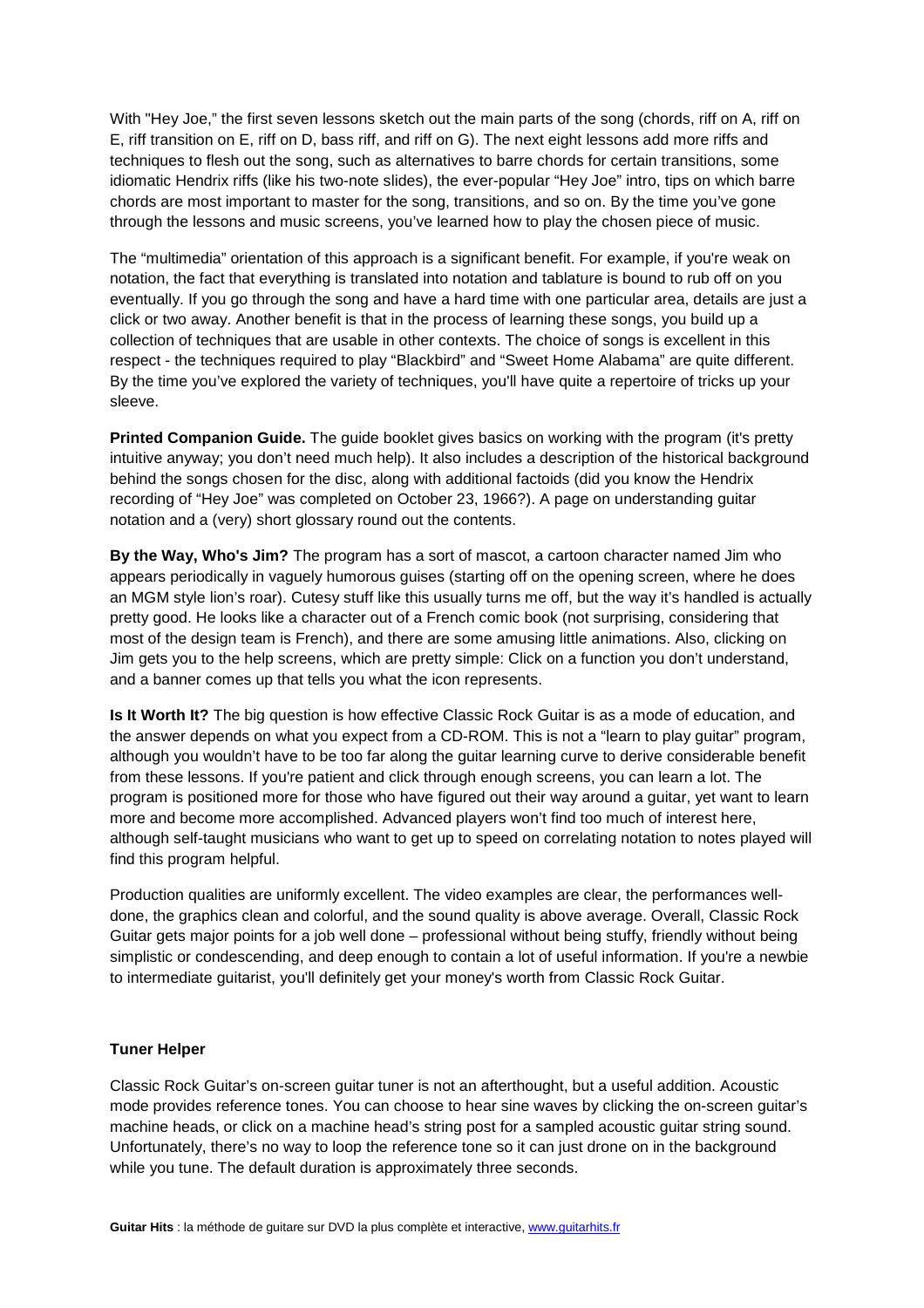With "Hey Joe," the first seven lessons sketch out the main parts of the song (chords, riff on A, riff on E, riff transition on E, riff on D, bass riff, and riff on G). The next eight lessons add more riffs and techniques to flesh out the song, such as alternatives to barre chords for certain transitions, some idiomatic Hendrix riffs (like his two-note slides), the ever-popular "Hey Joe" intro, tips on which barre chords are most important to master for the song, transitions, and so on. By the time you've gone through the lessons and music screens, you've learned how to play the chosen piece of music.

The "multimedia" orientation of this approach is a significant benefit. For example, if you're weak on notation, the fact that everything is translated into notation and tablature is bound to rub off on you eventually. If you go through the song and have a hard time with one particular area, details are just a click or two away. Another benefit is that in the process of learning these songs, you build up a collection of techniques that are usable in other contexts. The choice of songs is excellent in this respect - the techniques required to play "Blackbird" and "Sweet Home Alabama" are quite different. By the time you've explored the variety of techniques, you'll have quite a repertoire of tricks up your sleeve.

**Printed Companion Guide.** The guide booklet gives basics on working with the program (it's pretty intuitive anyway; you don't need much help). It also includes a description of the historical background behind the songs chosen for the disc, along with additional factoids (did you know the Hendrix recording of "Hey Joe" was completed on October 23, 1966?). A page on understanding guitar notation and a (very) short glossary round out the contents.

**By the Way, Who's Jim?** The program has a sort of mascot, a cartoon character named Jim who appears periodically in vaguely humorous guises (starting off on the opening screen, where he does an MGM style lion's roar). Cutesy stuff like this usually turns me off, but the way it's handled is actually pretty good. He looks like a character out of a French comic book (not surprising, considering that most of the design team is French), and there are some amusing little animations. Also, clicking on Jim gets you to the help screens, which are pretty simple: Click on a function you don't understand, and a banner comes up that tells you what the icon represents.

**Is It Worth It?** The big question is how effective Classic Rock Guitar is as a mode of education, and the answer depends on what you expect from a CD-ROM. This is not a "learn to play guitar" program, although you wouldn't have to be too far along the guitar learning curve to derive considerable benefit from these lessons. If you're patient and click through enough screens, you can learn a lot. The program is positioned more for those who have figured out their way around a guitar, yet want to learn more and become more accomplished. Advanced players won't find too much of interest here, although self-taught musicians who want to get up to speed on correlating notation to notes played will find this program helpful.

Production qualities are uniformly excellent. The video examples are clear, the performances well-done, the graphics clean and colorful, and the sound quality is above average. Overall, Classic Rock Guitar gets major points for a job well done – professional without being stuffy, friendly without being simplistic or condescending, and deep enough to contain a lot of useful information. If you're a newbie to intermediate guitarist, you'll definitely get your money's worth from Classic Rock Guitar.

**Tuner Helper**

Classic Rock Guitar's on-screen guitar tuner is not an afterthought, but a useful addition. Acoustic mode provides reference tones. You can choose to hear sine waves by clicking the on-screen guitar's machine heads, or click on a machine head's string post for a sampled acoustic guitar string sound. Unfortunately, there's no way to loop the reference tone so it can just drone on in the background while you tune. The default duration is approximately three seconds.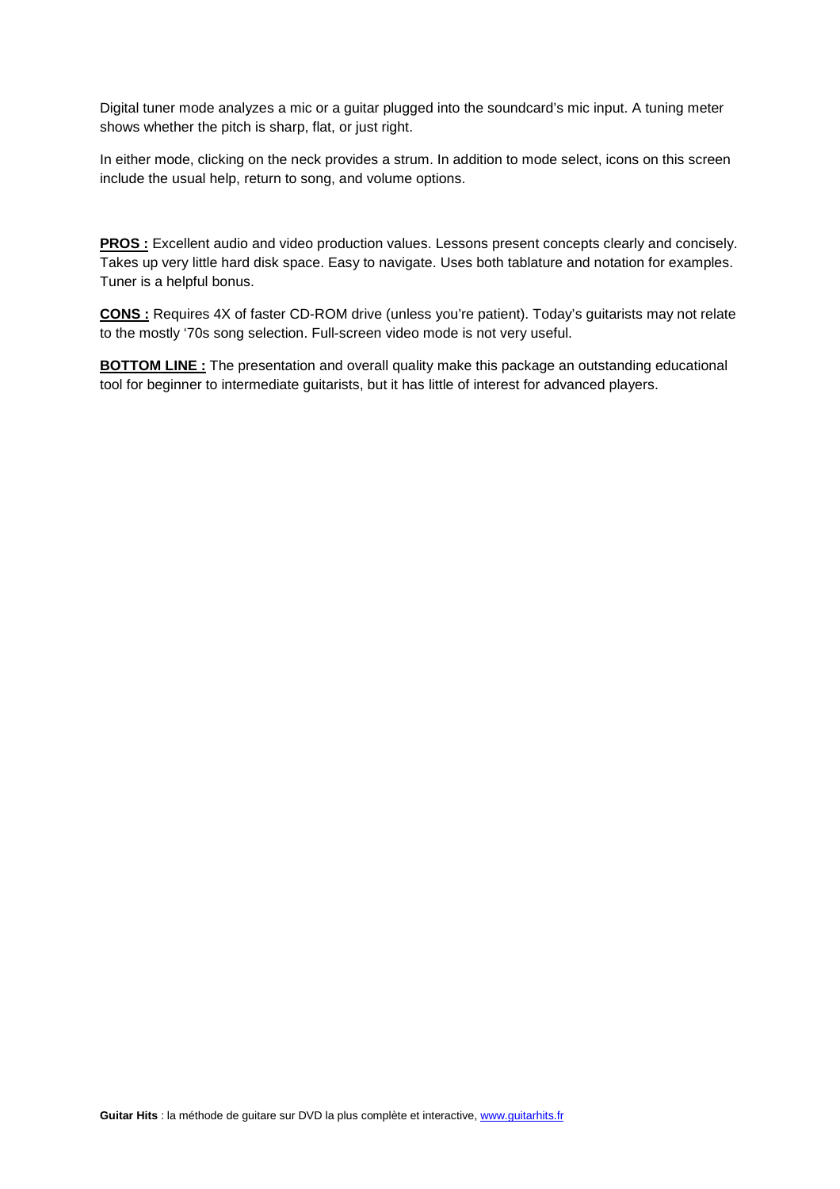Digital tuner mode analyzes a mic or a guitar plugged into the soundcard's mic input. A tuning meter shows whether the pitch is sharp, flat, or just right.

In either mode, clicking on the neck provides a strum. In addition to mode select, icons on this screen include the usual help, return to song, and volume options.

**PROS :** Excellent audio and video production values. Lessons present concepts clearly and concisely. Takes up very little hard disk space. Easy to navigate. Uses both tablature and notation for examples. Tuner is a helpful bonus.

**CONS :** Requires 4X of faster CD-ROM drive (unless you're patient). Today's guitarists may not relate to the mostly '70s song selection. Full-screen video mode is not very useful.

**BOTTOM LINE :** The presentation and overall quality make this package an outstanding educational tool for beginner to intermediate guitarists, but it has little of interest for advanced players.